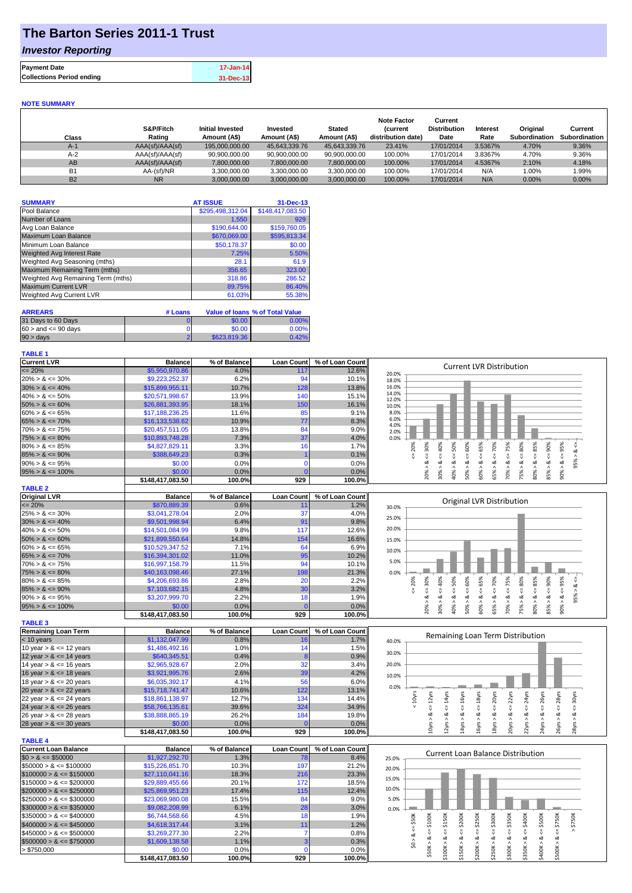# The Barton Series 2011-1 Trust

## *Investor Reporting*

| | |
|---|---|
| **Payment Date** | 17-Jan-14 |
| **Collections Period ending** | 31-Dec-13 |

**NOTE SUMMARY**

| Class | S&P/Fitch Rating | Initial Invested Amount (A$) | Invested Amount (A$) | Stated Amount (A$) | Note Factor (current distribution date) | Current Distribution Date | Interest Rate | Original Subordination | Current Subordination |
|---|---|---|---|---|---|---|---|---|---|
| A-1 | AAA(sf)/AAA(sf) | 195,000,000.00 | 45,643,339.76 | 45,643,339.76 | 23.41% | 17/01/2014 | 3.5367% | 4.70% | 9.36% |
| A-2 | AAA(sf)/AAA(sf) | 90,900,000.00 | 90,900,000.00 | 90,900,000.00 | 100.00% | 17/01/2014 | 3.8367% | 4.70% | 9.36% |
| AB | AAA(sf)/AAA(sf) | 7,800,000.00 | 7,800,000.00 | 7,800,000.00 | 100.00% | 17/01/2014 | 4.5367% | 2.10% | 4.18% |
| B1 | AA-(sf)/NR | 3,300,000.00 | 3,300,000.00 | 3,300,000.00 | 100.00% | 17/01/2014 | N/A | 1.00% | 1.99% |
| B2 | NR | 3,000,000.00 | 3,000,000.00 | 3,000,000.00 | 100.00% | 17/01/2014 | N/A | 0.00% | 0.00% |

| SUMMARY | AT ISSUE | 31-Dec-13 |
|---|---|---|
| Pool Balance | $295,498,312.04 | $148,417,083.50 |
| Number of Loans | 1,550 | 929 |
| Avg Loan Balance | $190,644.00 | $159,760.05 |
| Maximum Loan Balance | $670,069.00 | $595,813.34 |
| Minimum Loan Balance | $50,178.37 | $0.00 |
| Weighted Avg Interest Rate | 7.25% | 5.50% |
| Weighted Avg Seasoning (mths) | 28.1 | 61.9 |
| Maximum Remaining Term (mths) | 356.65 | 323.00 |
| Weighted Avg Remaining Term (mths) | 318.86 | 286.52 |
| Maximum Current LVR | 89.75% | 86.40% |
| Weighted Avg Current LVR | 61.03% | 55.38% |

| ARREARS | # Loans | Value of loans | % of Total Value |
|---|---|---|---|
| 31 Days to 60 Days | 0 | $0.00 | 0.00% |
| 60 > and <= 90 days | 0 | $0.00 | 0.00% |
| 90 > days | 2 | $623,819.36 | 0.42% |

**TABLE 1**

| Current LVR | Balance | % of Balance | Loan Count | % of Loan Count |
|---|---|---|---|---|
| <= 20% | $5,950,970.86 | 4.0% | 117 | 12.6% |
| 20% > & <= 30% | $9,223,252.37 | 6.2% | 94 | 10.1% |
| 30% > & <= 40% | $15,899,955.11 | 10.7% | 128 | 13.8% |
| 40% > & <= 50% | $20,571,998.67 | 13.9% | 140 | 15.1% |
| 50% > & <= 60% | $26,881,393.95 | 18.1% | 150 | 16.1% |
| 60% > & <= 65% | $17,188,236.25 | 11.6% | 85 | 9.1% |
| 65% > & <= 70% | $16,133,538.62 | 10.9% | 77 | 8.3% |
| 70% > & <= 75% | $20,457,511.05 | 13.8% | 84 | 9.0% |
| 75% > & <= 80% | $10,893,748.28 | 7.3% | 37 | 4.0% |
| 80% > & <= 85% | $4,827,829.11 | 3.3% | 16 | 1.7% |
| 85% > & <= 90% | $388,649.23 | 0.3% | 1 | 0.1% |
| 90% > & <= 95% | $0.00 | 0.0% | 0 | 0.0% |
| 95% > & <= 100% | $0.00 | 0.0% | 0 | 0.0% |
| | $148,417,083.50 | 100.0% | 929 | 100.0% |

**TABLE 2**

| Original LVR | Balance | % of Balance | Loan Count | % of Loan Count |
|---|---|---|---|---|
| <= 20% | $870,889.39 | 0.6% | 11 | 1.2% |
| 25% > & <= 30% | $3,041,278.04 | 2.0% | 37 | 4.0% |
| 30% > & <= 40% | $9,501,998.94 | 6.4% | 91 | 9.8% |
| 40% > & <= 50% | $14,501,084.99 | 9.8% | 117 | 12.6% |
| 50% > & <= 60% | $21,899,550.64 | 14.8% | 154 | 16.6% |
| 60% > & <= 65% | $10,529,347.52 | 7.1% | 64 | 6.9% |
| 65% > & <= 70% | $16,394,301.02 | 11.0% | 95 | 10.2% |
| 70% > & <= 75% | $16,997,158.79 | 11.5% | 94 | 10.1% |
| 75% > & <= 80% | $40,163,098.46 | 27.1% | 198 | 21.3% |
| 80% > & <= 85% | $4,206,693.86 | 2.8% | 20 | 2.2% |
| 85% > & <= 90% | $7,103,682.15 | 4.8% | 30 | 3.2% |
| 90% > & <= 95% | $3,207,999.70 | 2.2% | 18 | 1.9% |
| 95% > & <= 100% | $0.00 | 0.0% | 0 | 0.0% |
| | $148,417,083.50 | 100.0% | 929 | 100.0% |

**TABLE 3**

| Remaining Loan Term | Balance | % of Balance | Loan Count | % of Loan Count |
|---|---|---|---|---|
| < 10 years | $1,132,047.99 | 0.8% | 16 | 1.7% |
| 10 year > & <= 12 years | $1,486,492.16 | 1.0% | 14 | 1.5% |
| 12 year > & <= 14 years | $640,345.51 | 0.4% | 8 | 0.9% |
| 14 year > & <= 16 years | $2,965,928.67 | 2.0% | 32 | 3.4% |
| 16 year > & <= 18 years | $3,921,995.76 | 2.6% | 39 | 4.2% |
| 18 year > & <= 20 years | $6,035,392.17 | 4.1% | 56 | 6.0% |
| 20 year > & <= 22 years | $15,718,741.47 | 10.6% | 122 | 13.1% |
| 22 year > & <= 24 years | $18,861,138.97 | 12.7% | 134 | 14.4% |
| 24 year > & <= 26 years | $58,766,135.61 | 39.6% | 324 | 34.9% |
| 26 year > & <= 28 years | $38,888,865.19 | 26.2% | 184 | 19.8% |
| 28 year > & <= 30 years | $0.00 | 0.0% | 0 | 0.0% |
| | $148,417,083.50 | 100.0% | 929 | 100.0% |

**TABLE 4**

| Current Loan Balance | Balance | % of Balance | Loan Count | % of Loan Count |
|---|---|---|---|---|
| $0 > & <= $50000 | $1,927,292.70 | 1.3% | 78 | 8.4% |
| $50000 > & <= $100000 | $15,226,851.70 | 10.3% | 197 | 21.2% |
| $100000 > & <= $150000 | $27,110,041.16 | 18.3% | 216 | 23.3% |
| $150000 > & <= $200000 | $29,889,455.66 | 20.1% | 172 | 18.5% |
| $200000 > & <= $250000 | $25,869,951.23 | 17.4% | 115 | 12.4% |
| $250000 > & <= $300000 | $23,069,980.08 | 15.5% | 84 | 9.0% |
| $300000 > & <= $350000 | $9,082,208.99 | 6.1% | 28 | 3.0% |
| $350000 > & <= $400000 | $6,744,568.66 | 4.5% | 18 | 1.9% |
| $400000 > & <= $450000 | $4,618,317.44 | 3.1% | 11 | 1.2% |
| $450000 > & <= $500000 | $3,269,277.30 | 2.2% | 7 | 0.8% |
| $500000 > & <= $750000 | $1,609,138.58 | 1.1% | 3 | 0.3% |
| > $750,000 | $0.00 | 0.0% | 0 | 0.0% |
| | $148,417,083.50 | 100.0% | 929 | 100.0% |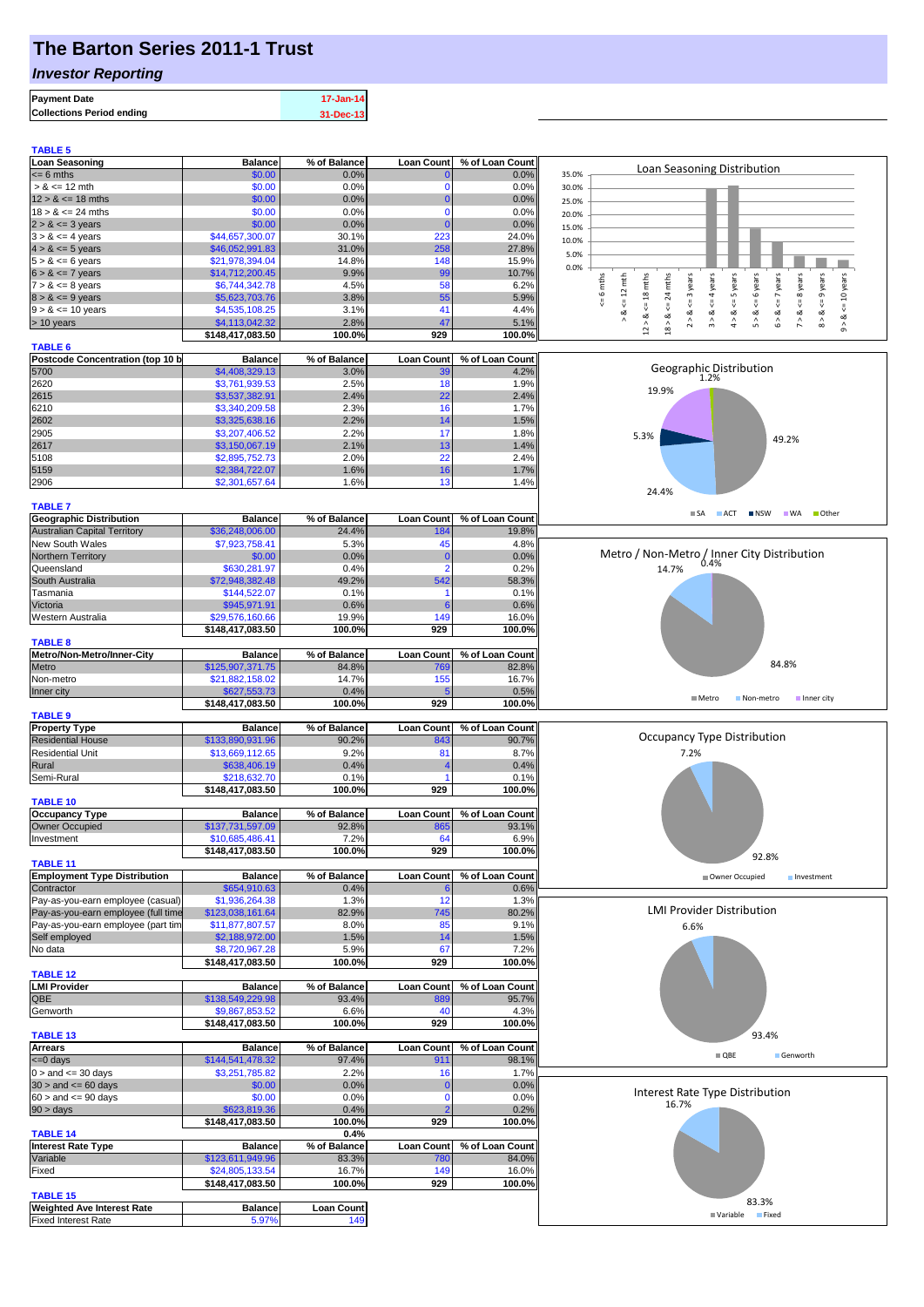# The Barton Series 2011-1 Trust

## *Investor Reporting*

| | |
|---|---|
| **Payment Date** | **17-Jan-14** |
| **Collections Period ending** | **31-Dec-13** |

**TABLE 5**

| Loan Seasoning | Balance | % of Balance | Loan Count | % of Loan Count |
|---|---|---|---|---|
| <= 6 mths | $0.00 | 0.0% | 0 | 0.0% |
| > & <= 12 mth | $0.00 | 0.0% | 0 | 0.0% |
| 12 > & <= 18 mths | $0.00 | 0.0% | 0 | 0.0% |
| 18 > & <= 24 mths | $0.00 | 0.0% | 0 | 0.0% |
| 2 > & <= 3 years | $0.00 | 0.0% | 0 | 0.0% |
| 3 > & <= 4 years | $44,657,300.07 | 30.1% | 223 | 24.0% |
| 4 > & <= 5 years | $46,052,991.83 | 31.0% | 258 | 27.8% |
| 5 > & <= 6 years | $21,978,394.04 | 14.8% | 148 | 15.9% |
| 6 > & <= 7 years | $14,712,200.45 | 9.9% | 99 | 10.7% |
| 7 > & <= 8 years | $6,744,342.78 | 4.5% | 58 | 6.2% |
| 8 > & <= 9 years | $5,623,703.76 | 3.8% | 55 | 5.9% |
| 9 > & <= 10 years | $4,535,108.25 | 3.1% | 41 | 4.4% |
| > 10 years | $4,113,042.32 | 2.8% | 47 | 5.1% |
| | **$148,417,083.50** | **100.0%** | **929** | **100.0%** |

Loan Seasoning Distribution

35.0%
30.0%
25.0%
20.0%
15.0%
10.0%
5.0%
0.0%

<= 6 mths
> & <= 12 mth
12 > & <= 18 mths
18 > & <= 24 mths
2 > & <= 3 years
3 > & <= 4 years
4 > & <= 5 years
5 > & <= 6 years
6 > & <= 7 years
7 > & <= 8 years
8 > & <= 9 years
9 > & <= 10 years

**TABLE 6**

| Postcode Concentration (top 10 b | Balance | % of Balance | Loan Count | % of Loan Count |
|---|---|---|---|---|
| 5700 | $4,408,329.13 | 3.0% | 39 | 4.2% |
| 2620 | $3,761,939.53 | 2.5% | 18 | 1.9% |
| 2615 | $3,537,382.91 | 2.4% | 22 | 2.4% |
| 6210 | $3,340,209.58 | 2.3% | 16 | 1.7% |
| 2602 | $3,325,638.16 | 2.2% | 14 | 1.5% |
| 2905 | $3,207,406.52 | 2.2% | 17 | 1.8% |
| 2617 | $3,150,067.19 | 2.1% | 13 | 1.4% |
| 5108 | $2,895,752.73 | 2.0% | 22 | 2.4% |
| 5159 | $2,384,722.07 | 1.6% | 16 | 1.7% |
| 2906 | $2,301,657.64 | 1.6% | 13 | 1.4% |

Geographic Distribution

1.2%
19.9%
5.3%
49.2%
24.4%

SA ACT NSW WA Other

**TABLE 7**

| Geographic Distribution | Balance | % of Balance | Loan Count | % of Loan Count |
|---|---|---|---|---|
| Australian Capital Territory | $36,248,006.00 | 24.4% | 184 | 19.8% |
| New South Wales | $7,923,758.41 | 5.3% | 45 | 4.8% |
| Northern Territory | $0.00 | 0.0% | 0 | 0.0% |
| Queensland | $630,281.97 | 0.4% | 2 | 0.2% |
| South Australia | $72,948,382.48 | 49.2% | 542 | 58.3% |
| Tasmania | $144,522.07 | 0.1% | 1 | 0.1% |
| Victoria | $945,971.91 | 0.6% | 6 | 0.6% |
| Western Australia | $29,576,160.66 | 19.9% | 149 | 16.0% |
| | **$148,417,083.50** | **100.0%** | **929** | **100.0%** |

Metro / Non-Metro / Inner City Distribution

0.4%
14.7%
84.8%

Metro Non-metro Inner city

**TABLE 8**

| Metro/Non-Metro/Inner-City | Balance | % of Balance | Loan Count | % of Loan Count |
|---|---|---|---|---|
| Metro | $125,907,371.75 | 84.8% | 769 | 82.8% |
| Non-metro | $21,882,158.02 | 14.7% | 155 | 16.7% |
| Inner city | $627,553.73 | 0.4% | 5 | 0.5% |
| | **$148,417,083.50** | **100.0%** | **929** | **100.0%** |

**TABLE 9**

| Property Type | Balance | % of Balance | Loan Count | % of Loan Count |
|---|---|---|---|---|
| Residential House | $133,890,931.96 | 90.2% | 843 | 90.7% |
| Residential Unit | $13,669,112.65 | 9.2% | 81 | 8.7% |
| Rural | $638,406.19 | 0.4% | 4 | 0.4% |
| Semi-Rural | $218,632.70 | 0.1% | 1 | 0.1% |
| | **$148,417,083.50** | **100.0%** | **929** | **100.0%** |

Occupancy Type Distribution

7.2%
92.8%

Owner Occupied Investment

**TABLE 10**

| Occupancy Type | Balance | % of Balance | Loan Count | % of Loan Count |
|---|---|---|---|---|
| Owner Occupied | $137,731,597.09 | 92.8% | 865 | 93.1% |
| Investment | $10,685,486.41 | 7.2% | 64 | 6.9% |
| | **$148,417,083.50** | **100.0%** | **929** | **100.0%** |

**TABLE 11**

| Employment Type Distribution | Balance | % of Balance | Loan Count | % of Loan Count |
|---|---|---|---|---|
| Contractor | $654,910.63 | 0.4% | 6 | 0.6% |
| Pay-as-you-earn employee (casual) | $1,936,264.38 | 1.3% | 12 | 1.3% |
| Pay-as-you-earn employee (full time | $123,038,161.64 | 82.9% | 745 | 80.2% |
| Pay-as-you-earn employee (part tim | $11,877,807.57 | 8.0% | 85 | 9.1% |
| Self employed | $2,188,972.00 | 1.5% | 14 | 1.5% |
| No data | $8,720,967.28 | 5.9% | 67 | 7.2% |
| | **$148,417,083.50** | **100.0%** | **929** | **100.0%** |

LMI Provider Distribution

6.6%
93.4%

QBE Genworth

**TABLE 12**

| LMI Provider | Balance | % of Balance | Loan Count | % of Loan Count |
|---|---|---|---|---|
| QBE | $138,549,229.98 | 93.4% | 889 | 95.7% |
| Genworth | $9,867,853.52 | 6.6% | 40 | 4.3% |
| | **$148,417,083.50** | **100.0%** | **929** | **100.0%** |

**TABLE 13**

| Arrears | Balance | % of Balance | Loan Count | % of Loan Count |
|---|---|---|---|---|
| <=0 days | $144,541,478.32 | 97.4% | 911 | 98.1% |
| 0 > and <= 30 days | $3,251,785.82 | 2.2% | 16 | 1.7% |
| 30 > and <= 60 days | $0.00 | 0.0% | 0 | 0.0% |
| 60 > and <= 90 days | $0.00 | 0.0% | 0 | 0.0% |
| 90 > days | $623,819.36 | 0.4% | 2 | 0.2% |
| | **$148,417,083.50** | **100.0%** | **929** | **100.0%** |
| | | **0.4%** | | |

Interest Rate Type Distribution

16.7%
83.3%

Variable Fixed

**TABLE 14**

| Interest Rate Type | Balance | % of Balance | Loan Count | % of Loan Count |
|---|---|---|---|---|
| Variable | $123,611,949.96 | 83.3% | 780 | 84.0% |
| Fixed | $24,805,133.54 | 16.7% | 149 | 16.0% |
| | **$148,417,083.50** | **100.0%** | **929** | **100.0%** |

**TABLE 15**

| Weighted Ave Interest Rate | Balance | Loan Count |
|---|---|---|
| Fixed Interest Rate | 5.97% | 149 |